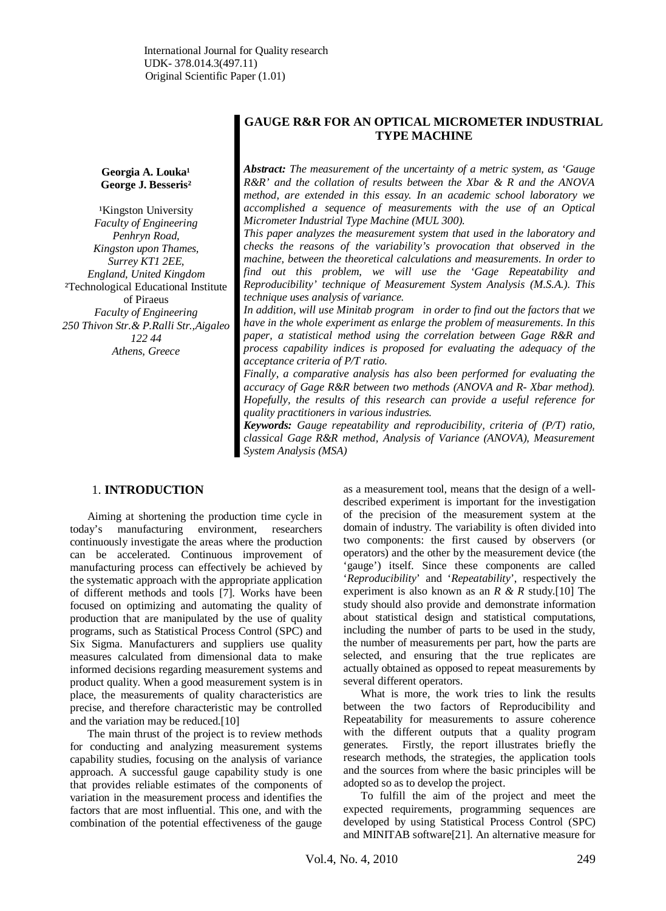International Journal for Quality research
UDK- 378.014.3(497.11)
Original Scientific Paper (1.01)

# GAUGE R&R FOR AN OPTICAL MICROMETER INDUSTRIAL TYPE MACHINE

**Georgia A. Louka[1]**
**George J. Besseris[2]**

[1]Kingston University
*Faculty of Engineering*
*Penhryn Road,*
*Kingston upon Thames,*
*Surrey KT1 2EE,*
*England, United Kingdom*
[2]Technological Educational Institute of Piraeus
*Faculty of Engineering*
*250 Thivon Str.& P.Ralli Str.,Aigaleo*
*122 44*
*Athens, Greece*

***Abstract:*** *The measurement of the uncertainty of a metric system, as 'Gauge R&R' and the collation of results between the Xbar & R and the ANOVA method, are extended in this essay. In an academic school laboratory we accomplished a sequence of measurements with the use of an Optical Micrometer Industrial Type Machine (MUL 300).*

*This paper analyzes the measurement system that used in the laboratory and checks the reasons of the variability's provocation that observed in the machine, between the theoretical calculations and measurements. In order to find out this problem, we will use the 'Gage Repeatability and Reproducibility' technique of Measurement System Analysis (M.S.A.). This technique uses analysis of variance.*

*In addition, will use Minitab program in order to find out the factors that we have in the whole experiment as enlarge the problem of measurements. In this paper, a statistical method using the correlation between Gage R&R and process capability indices is proposed for evaluating the adequacy of the acceptance criteria of P/T ratio.*

*Finally, a comparative analysis has also been performed for evaluating the accuracy of Gage R&R between two methods (ANOVA and R- Xbar method). Hopefully, the results of this research can provide a useful reference for quality practitioners in various industries.*

***Keywords:*** *Gauge repeatability and reproducibility, criteria of (P/T) ratio, classical Gage R&R method, Analysis of Variance (ANOVA), Measurement System Analysis (MSA)*

## 1. INTRODUCTION

Aiming at shortening the production time cycle in today's manufacturing environment, researchers continuously investigate the areas where the production can be accelerated. Continuous improvement of manufacturing process can effectively be achieved by the systematic approach with the appropriate application of different methods and tools [7]. Works have been focused on optimizing and automating the quality of production that are manipulated by the use of quality programs, such as Statistical Process Control (SPC) and Six Sigma. Manufacturers and suppliers use quality measures calculated from dimensional data to make informed decisions regarding measurement systems and product quality. When a good measurement system is in place, the measurements of quality characteristics are precise, and therefore characteristic may be controlled and the variation may be reduced.[10]

The main thrust of the project is to review methods for conducting and analyzing measurement systems capability studies, focusing on the analysis of variance approach. A successful gauge capability study is one that provides reliable estimates of the components of variation in the measurement process and identifies the factors that are most influential. This one, and with the combination of the potential effectiveness of the gauge as a measurement tool, means that the design of a well-described experiment is important for the investigation of the precision of the measurement system at the domain of industry. The variability is often divided into two components: the first caused by observers (or operators) and the other by the measurement device (the 'gauge') itself. Since these components are called '*Reproducibility*' and '*Repeatability*', respectively the experiment is also known as an *R & R* study.[10] The study should also provide and demonstrate information about statistical design and statistical computations, including the number of parts to be used in the study, the number of measurements per part, how the parts are selected, and ensuring that the true replicates are actually obtained as opposed to repeat measurements by several different operators.

What is more, the work tries to link the results between the two factors of Reproducibility and Repeatability for measurements to assure coherence with the different outputs that a quality program generates. Firstly, the report illustrates briefly the research methods, the strategies, the application tools and the sources from where the basic principles will be adopted so as to develop the project.

To fulfill the aim of the project and meet the expected requirements, programming sequences are developed by using Statistical Process Control (SPC) and MINITAB software[21]. An alternative measure for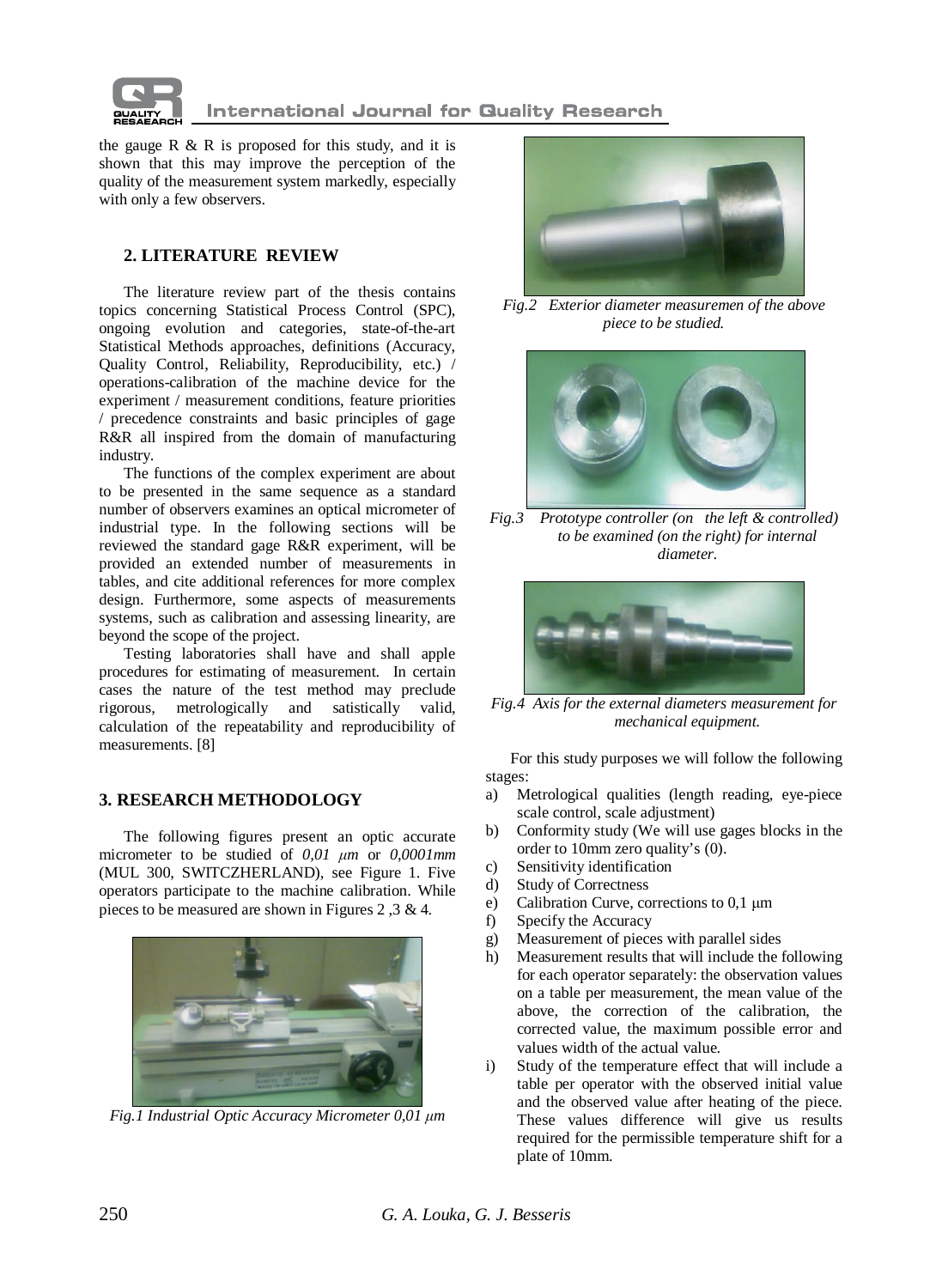the gauge R & R is proposed for this study, and it is shown that this may improve the perception of the quality of the measurement system markedly, especially with only a few observers.

## 2. LITERATURE REVIEW

The literature review part of the thesis contains topics concerning Statistical Process Control (SPC), ongoing evolution and categories, state-of-the-art Statistical Methods approaches, definitions (Accuracy, Quality Control, Reliability, Reproducibility, etc.) / operations-calibration of the machine device for the experiment / measurement conditions, feature priorities / precedence constraints and basic principles of gage R&R all inspired from the domain of manufacturing industry.

The functions of the complex experiment are about to be presented in the same sequence as a standard number of observers examines an optical micrometer of industrial type. In the following sections will be reviewed the standard gage R&R experiment, will be provided an extended number of measurements in tables, and cite additional references for more complex design. Furthermore, some aspects of measurements systems, such as calibration and assessing linearity, are beyond the scope of the project.

Testing laboratories shall have and shall apple procedures for estimating of measurement. In certain cases the nature of the test method may preclude rigorous, metrologically and satistically valid, calculation of the repeatability and reproducibility of measurements. [8]

## 3. RESEARCH METHODOLOGY

The following figures present an optic accurate micrometer to be studied of *0,01 μm* or *0,0001mm* (MUL 300, SWITCZHERLAND), see Figure 1. Five operators participate to the machine calibration. While pieces to be measured are shown in Figures 2 ,3 & 4.

*Fig.1 Industrial Optic Accuracy Micrometer 0,01 μm*

*Fig.2 Exterior diameter measuremen of the above piece to be studied.*

*Fig.3 Prototype controller (on the left & controlled) to be examined (on the right) for internal diameter.*

*Fig.4 Axis for the external diameters measurement for mechanical equipment.*

For this study purposes we will follow the following stages:

a) Metrological qualities (length reading, eye-piece scale control, scale adjustment)
b) Conformity study (We will use gages blocks in the order to 10mm zero quality's (0).
c) Sensitivity identification
d) Study of Correctness
e) Calibration Curve, corrections to 0,1 μm
f) Specify the Accuracy
g) Measurement of pieces with parallel sides
h) Measurement results that will include the following for each operator separately: the observation values on a table per measurement, the mean value of the above, the correction of the calibration, the corrected value, the maximum possible error and values width of the actual value.
i) Study of the temperature effect that will include a table per operator with the observed initial value and the observed value after heating of the piece. These values difference will give us results required for the permissible temperature shift for a plate of 10mm.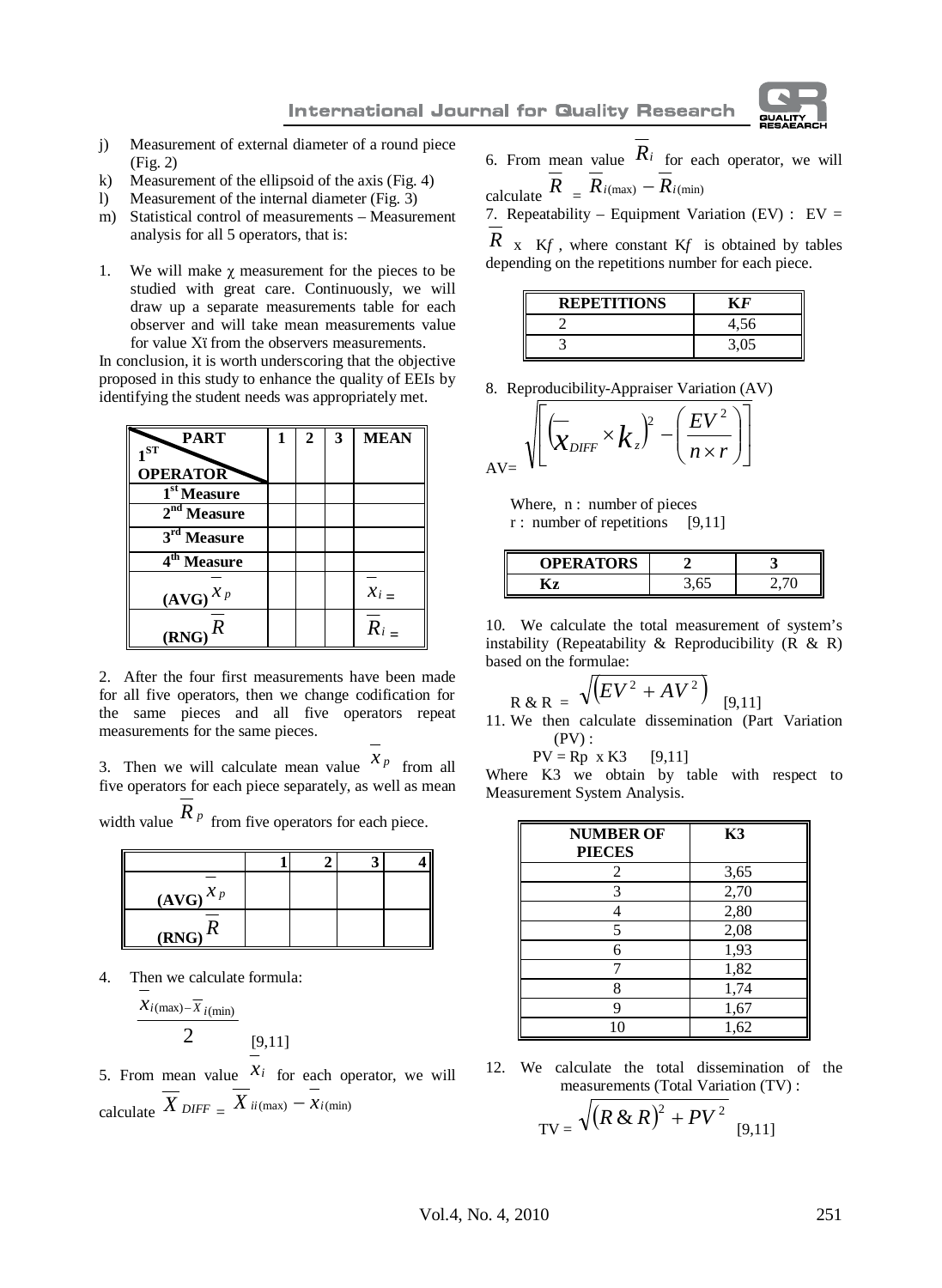j) Measurement of external diameter of a round piece (Fig. 2)
k) Measurement of the ellipsoid of the axis (Fig. 4)
l) Measurement of the internal diameter (Fig. 3)
m) Statistical control of measurements – Measurement analysis for all 5 operators, that is:

1. We will make χ measurement for the pieces to be studied with great care. Continuously, we will draw up a separate measurements table for each observer and will take mean measurements value for value Xï from the observers measurements.

In conclusion, it is worth underscoring that the objective proposed in this study to enhance the quality of EEIs by identifying the student needs was appropriately met.

| PART / 1ST OPERATOR | 1 | 2 | 3 | MEAN |
|---|---|---|---|---|
| 1st Measure | | | | |
| 2nd Measure | | | | |
| 3rd Measure | | | | |
| 4th Measure | | | | |
| (AVG) $\overline{x}_p$ | | | | $\overline{x}_i =$ |
| (RNG) $\overline{R}$ | | | | $\overline{R}_i =$ |

2. After the four first measurements have been made for all five operators, then we change codification for the same pieces and all five operators repeat measurements for the same pieces.

3. Then we will calculate mean value $\overline{x}_p$ from all five operators for each piece separately, as well as mean width value $\overline{R}_p$ from five operators for each piece.

| | 1 | 2 | 3 | 4 |
|---|---|---|---|---|
| (AVG) $\overline{x}_p$ | | | | |
| (RNG) $\overline{R}$ | | | | |

4. Then we calculate formula:

$$\frac{\overline{x}_{i(\max)} - \overline{x}_{i(\min)}}{2} \quad [9,11]$$

5. From mean value $\overline{x}_i$ for each operator, we will calculate $\overline{X}_{DIFF} = \overline{X}_{ii(\max)} - \overline{x}_{i(\min)}$

6. From mean value $\overline{R}_i$ for each operator, we will calculate $\overline{R} = \overline{R}_{i(\max)} - \overline{R}_{i(\min)}$

7. Repeatability – Equipment Variation (EV) : EV = $\overline{R}$ x K$f$ , where constant K$f$ is obtained by tables depending on the repetitions number for each piece.

| REPETITIONS | K$F$ |
|---|---|
| 2 | 4,56 |
| 3 | 3,05 |

8. Reproducibility-Appraiser Variation (AV)

$$AV = \sqrt{\left[\left(\overline{x}_{DIFF} \times k_z\right)^2 - \left(\frac{EV^2}{n \times r}\right)\right]}$$

Where, n : number of pieces
r : number of repetitions [9,11]

| OPERATORS | 2 | 3 |
|---|---|---|
| Kz | 3,65 | 2,70 |

10. We calculate the total measurement of system's instability (Repeatability & Reproducibility (R & R) based on the formulae:

$$R \& R = \sqrt{\left(EV^2 + AV^2\right)} \quad [9,11]$$

11. We then calculate dissemination (Part Variation (PV) :

PV = Rp x K3 [9,11]

Where K3 we obtain by table with respect to Measurement System Analysis.

| NUMBER OF PIECES | K3 |
|---|---|
| 2 | 3,65 |
| 3 | 2,70 |
| 4 | 2,80 |
| 5 | 2,08 |
| 6 | 1,93 |
| 7 | 1,82 |
| 8 | 1,74 |
| 9 | 1,67 |
| 10 | 1,62 |

12. We calculate the total dissemination of the measurements (Total Variation (TV) :

$$TV = \sqrt{\left(R \& R\right)^2 + PV^2} \quad [9,11]$$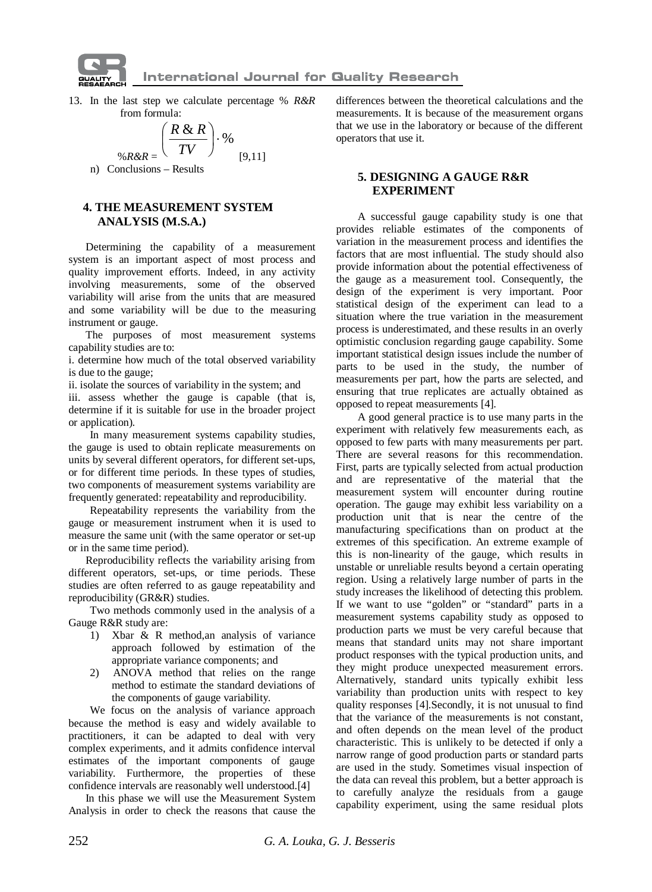13. In the last step we calculate percentage % *R&R* from formula:

$$\%R\&R = \left(\frac{R\,\&\,R}{TV}\right)\cdot\% \quad [9,11]$$

n) Conclusions – Results

## 4. THE MEASUREMENT SYSTEM ANALYSIS (M.S.A.)

Determining the capability of a measurement system is an important aspect of most process and quality improvement efforts. Indeed, in any activity involving measurements, some of the observed variability will arise from the units that are measured and some variability will be due to the measuring instrument or gauge.

The purposes of most measurement systems capability studies are to:

i. determine how much of the total observed variability is due to the gauge;

ii. isolate the sources of variability in the system; and

iii. assess whether the gauge is capable (that is, determine if it is suitable for use in the broader project or application).

In many measurement systems capability studies, the gauge is used to obtain replicate measurements on units by several different operators, for different set-ups, or for different time periods. In these types of studies, two components of measurement systems variability are frequently generated: repeatability and reproducibility.

Repeatability represents the variability from the gauge or measurement instrument when it is used to measure the same unit (with the same operator or set-up or in the same time period).

Reproducibility reflects the variability arising from different operators, set-ups, or time periods. These studies are often referred to as gauge repeatability and reproducibility (GR&R) studies.

Two methods commonly used in the analysis of a Gauge R&R study are:

1) Xbar & R method,an analysis of variance approach followed by estimation of the appropriate variance components; and
2) ANOVA method that relies on the range method to estimate the standard deviations of the components of gauge variability.

We focus on the analysis of variance approach because the method is easy and widely available to practitioners, it can be adapted to deal with very complex experiments, and it admits confidence interval estimates of the important components of gauge variability. Furthermore, the properties of these confidence intervals are reasonably well understood.[4]

In this phase we will use the Measurement System Analysis in order to check the reasons that cause the differences between the theoretical calculations and the measurements. It is because of the measurement organs that we use in the laboratory or because of the different operators that use it.

## 5. DESIGNING A GAUGE R&R EXPERIMENT

A successful gauge capability study is one that provides reliable estimates of the components of variation in the measurement process and identifies the factors that are most influential. The study should also provide information about the potential effectiveness of the gauge as a measurement tool. Consequently, the design of the experiment is very important. Poor statistical design of the experiment can lead to a situation where the true variation in the measurement process is underestimated, and these results in an overly optimistic conclusion regarding gauge capability. Some important statistical design issues include the number of parts to be used in the study, the number of measurements per part, how the parts are selected, and ensuring that true replicates are actually obtained as opposed to repeat measurements [4].

A good general practice is to use many parts in the experiment with relatively few measurements each, as opposed to few parts with many measurements per part. There are several reasons for this recommendation. First, parts are typically selected from actual production and are representative of the material that the measurement system will encounter during routine operation. The gauge may exhibit less variability on a production unit that is near the centre of the manufacturing specifications than on product at the extremes of this specification. An extreme example of this is non-linearity of the gauge, which results in unstable or unreliable results beyond a certain operating region. Using a relatively large number of parts in the study increases the likelihood of detecting this problem. If we want to use "golden" or "standard" parts in a measurement systems capability study as opposed to production parts we must be very careful because that means that standard units may not share important product responses with the typical production units, and they might produce unexpected measurement errors. Alternatively, standard units typically exhibit less variability than production units with respect to key quality responses [4].Secondly, it is not unusual to find that the variance of the measurements is not constant, and often depends on the mean level of the product characteristic. This is unlikely to be detected if only a narrow range of good production parts or standard parts are used in the study. Sometimes visual inspection of the data can reveal this problem, but a better approach is to carefully analyze the residuals from a gauge capability experiment, using the same residual plots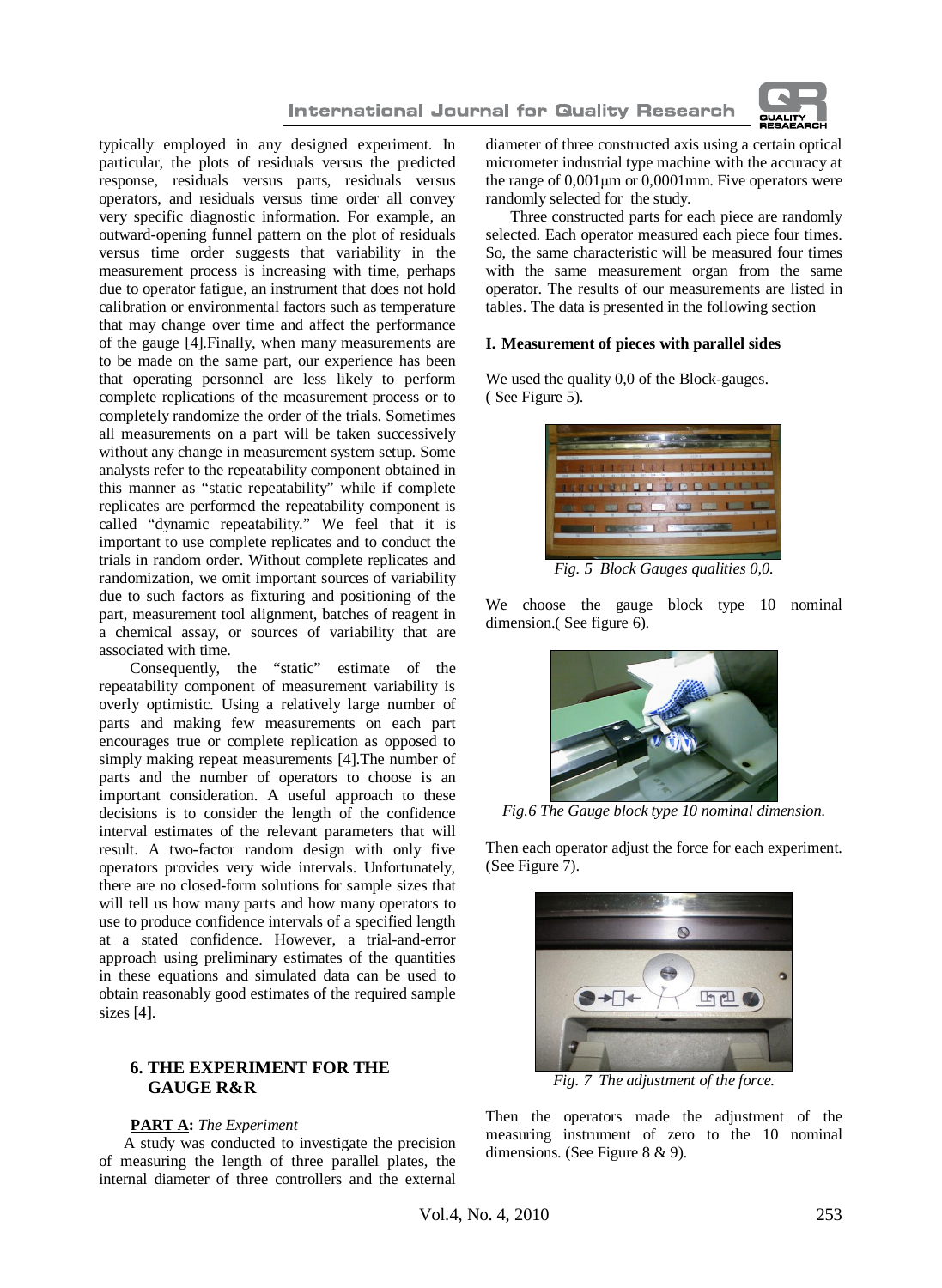typically employed in any designed experiment. In particular, the plots of residuals versus the predicted response, residuals versus parts, residuals versus operators, and residuals versus time order all convey very specific diagnostic information. For example, an outward-opening funnel pattern on the plot of residuals versus time order suggests that variability in the measurement process is increasing with time, perhaps due to operator fatigue, an instrument that does not hold calibration or environmental factors such as temperature that may change over time and affect the performance of the gauge [4].Finally, when many measurements are to be made on the same part, our experience has been that operating personnel are less likely to perform complete replications of the measurement process or to completely randomize the order of the trials. Sometimes all measurements on a part will be taken successively without any change in measurement system setup. Some analysts refer to the repeatability component obtained in this manner as "static repeatability" while if complete replicates are performed the repeatability component is called "dynamic repeatability." We feel that it is important to use complete replicates and to conduct the trials in random order. Without complete replicates and randomization, we omit important sources of variability due to such factors as fixturing and positioning of the part, measurement tool alignment, batches of reagent in a chemical assay, or sources of variability that are associated with time.

Consequently, the "static" estimate of the repeatability component of measurement variability is overly optimistic. Using a relatively large number of parts and making few measurements on each part encourages true or complete replication as opposed to simply making repeat measurements [4].The number of parts and the number of operators to choose is an important consideration. A useful approach to these decisions is to consider the length of the confidence interval estimates of the relevant parameters that will result. A two-factor random design with only five operators provides very wide intervals. Unfortunately, there are no closed-form solutions for sample sizes that will tell us how many parts and how many operators to use to produce confidence intervals of a specified length at a stated confidence. However, a trial-and-error approach using preliminary estimates of the quantities in these equations and simulated data can be used to obtain reasonably good estimates of the required sample sizes [4].

## 6. THE EXPERIMENT FOR THE GAUGE R&R

**PART A:** *The Experiment*

A study was conducted to investigate the precision of measuring the length of three parallel plates, the internal diameter of three controllers and the external diameter of three constructed axis using a certain optical micrometer industrial type machine with the accuracy at the range of 0,001μm or 0,0001mm. Five operators were randomly selected for the study.

Three constructed parts for each piece are randomly selected. Each operator measured each piece four times. So, the same characteristic will be measured four times with the same measurement organ from the same operator. The results of our measurements are listed in tables. The data is presented in the following section

**I. Measurement of pieces with parallel sides**

We used the quality 0,0 of the Block-gauges. ( See Figure 5).

*Fig. 5 Block Gauges qualities 0,0.*

We choose the gauge block type 10 nominal dimension.( See figure 6).

*Fig.6 The Gauge block type 10 nominal dimension.*

Then each operator adjust the force for each experiment. (See Figure 7).

*Fig. 7 The adjustment of the force.*

Then the operators made the adjustment of the measuring instrument of zero to the 10 nominal dimensions. (See Figure 8 & 9).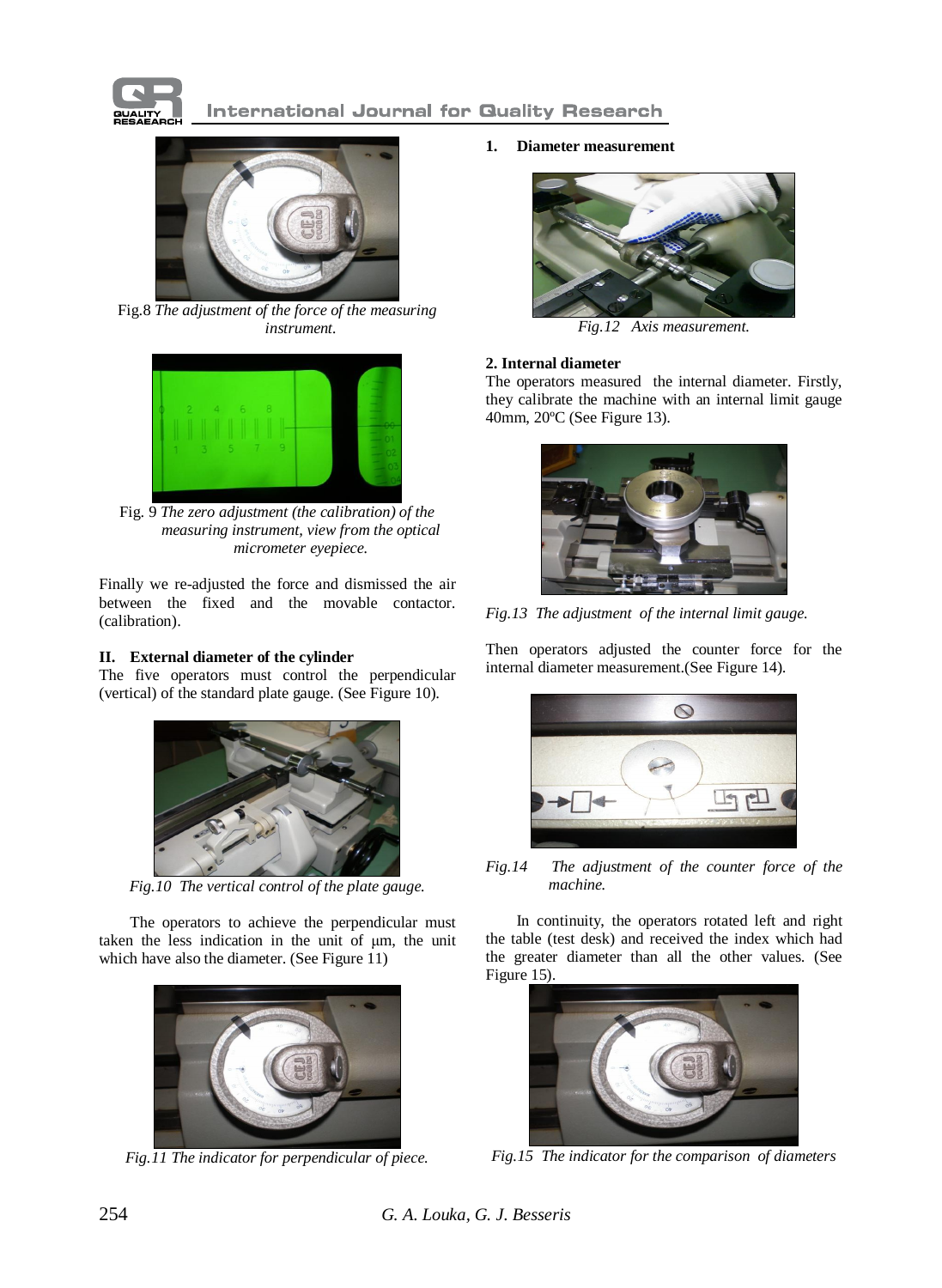Fig.8 *The adjustment of the force of the measuring instrument.*

Fig. 9 *The zero adjustment (the calibration) of the measuring instrument, view from the optical micrometer eyepiece.*

Finally we re-adjusted the force and dismissed the air between the fixed and the movable contactor. (calibration).

**II. External diameter of the cylinder**

The five operators must control the perpendicular (vertical) of the standard plate gauge. (See Figure 10).

*Fig.10 The vertical control of the plate gauge.*

The operators to achieve the perpendicular must taken the less indication in the unit of μm, the unit which have also the diameter. (See Figure 11)

*Fig.11 The indicator for perpendicular of piece.*

**1. Diameter measurement**

*Fig.12 Axis measurement.*

**2. Internal diameter**

The operators measured the internal diameter. Firstly, they calibrate the machine with an internal limit gauge 40mm, 20ºC (See Figure 13).

*Fig.13 The adjustment of the internal limit gauge.*

Then operators adjusted the counter force for the internal diameter measurement.(See Figure 14).

*Fig.14 The adjustment of the counter force of the machine.*

In continuity, the operators rotated left and right the table (test desk) and received the index which had the greater diameter than all the other values. (See Figure 15).

*Fig.15 The indicator for the comparison of diameters*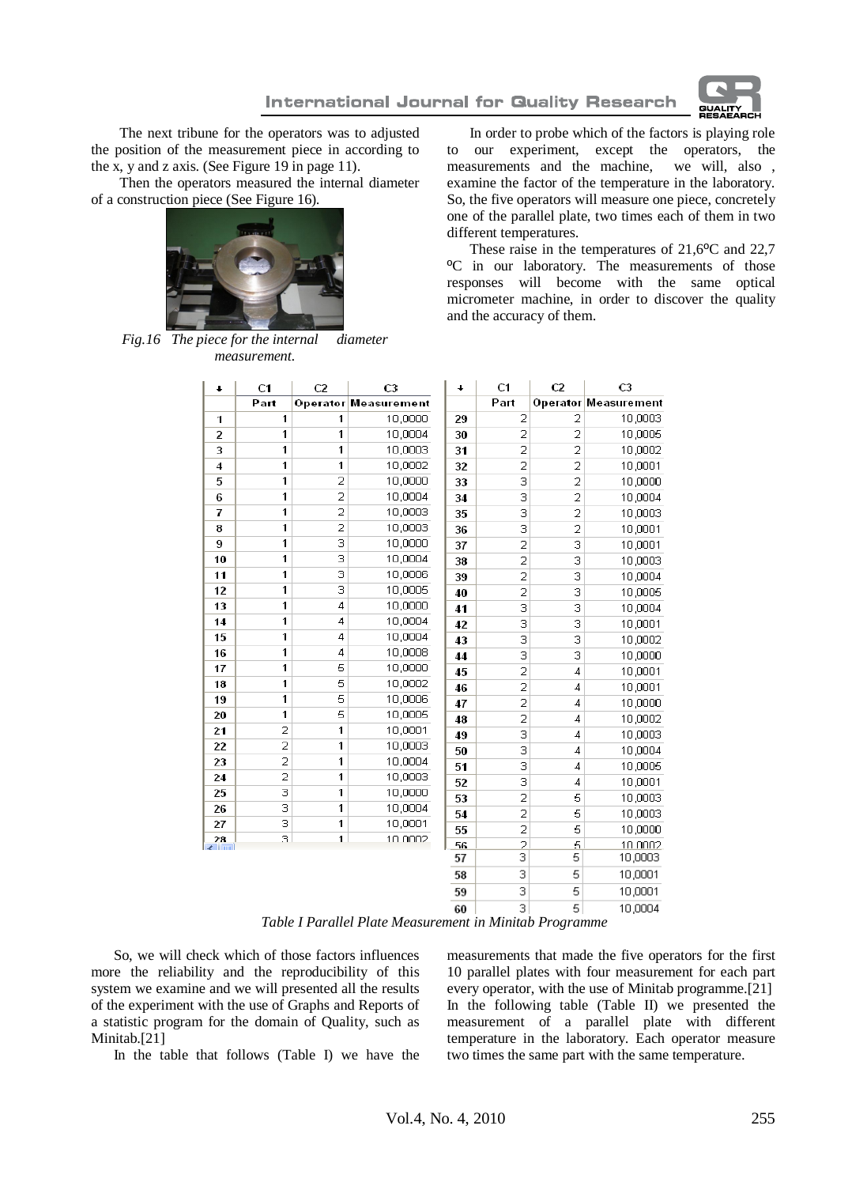The next tribune for the operators was to adjusted the position of the measurement piece in according to the x, y and z axis. (See Figure 19 in page 11).

Then the operators measured the internal diameter of a construction piece (See Figure 16).

*Fig.16 The piece for the internal diameter measurement.*

In order to probe which of the factors is playing role to our experiment, except the operators, the measurements and the machine, we will, also , examine the factor of the temperature in the laboratory. So, the five operators will measure one piece, concretely one of the parallel plate, two times each of them in two different temperatures.

These raise in the temperatures of 21,6ºC and 22,7 ºC in our laboratory. The measurements of those responses will become with the same optical micrometer machine, in order to discover the quality and the accuracy of them.

| | C1 | C2 | C3 |
|---|---|---|---|
| | Part | Operator | Measurement |
| 1 | 1 | 1 | 10,0000 |
| 2 | 1 | 1 | 10,0004 |
| 3 | 1 | 1 | 10,0003 |
| 4 | 1 | 1 | 10,0002 |
| 5 | 1 | 2 | 10,0000 |
| 6 | 1 | 2 | 10,0004 |
| 7 | 1 | 2 | 10,0003 |
| 8 | 1 | 2 | 10,0003 |
| 9 | 1 | 3 | 10,0000 |
| 10 | 1 | 3 | 10,0004 |
| 11 | 1 | 3 | 10,0006 |
| 12 | 1 | 3 | 10,0005 |
| 13 | 1 | 4 | 10,0000 |
| 14 | 1 | 4 | 10,0004 |
| 15 | 1 | 4 | 10,0004 |
| 16 | 1 | 4 | 10,0008 |
| 17 | 1 | 5 | 10,0000 |
| 18 | 1 | 5 | 10,0002 |
| 19 | 1 | 5 | 10,0006 |
| 20 | 1 | 5 | 10,0005 |
| 21 | 2 | 1 | 10,0001 |
| 22 | 2 | 1 | 10,0003 |
| 23 | 2 | 1 | 10,0004 |
| 24 | 2 | 1 | 10,0003 |
| 25 | 3 | 1 | 10,0000 |
| 26 | 3 | 1 | 10,0004 |
| 27 | 3 | 1 | 10,0001 |
| 28 | 3 | 1 | 10,0002 |
| 29 | 2 | 2 | 10,0003 |
| 30 | 2 | 2 | 10,0005 |
| 31 | 2 | 2 | 10,0002 |
| 32 | 2 | 2 | 10,0001 |
| 33 | 3 | 2 | 10,0000 |
| 34 | 3 | 2 | 10,0004 |
| 35 | 3 | 2 | 10,0003 |
| 36 | 3 | 2 | 10,0001 |
| 37 | 2 | 3 | 10,0001 |
| 38 | 2 | 3 | 10,0003 |
| 39 | 2 | 3 | 10,0004 |
| 40 | 2 | 3 | 10,0005 |
| 41 | 3 | 3 | 10,0004 |
| 42 | 3 | 3 | 10,0001 |
| 43 | 3 | 3 | 10,0002 |
| 44 | 3 | 3 | 10,0000 |
| 45 | 2 | 4 | 10,0001 |
| 46 | 2 | 4 | 10,0001 |
| 47 | 2 | 4 | 10,0000 |
| 48 | 2 | 4 | 10,0002 |
| 49 | 3 | 4 | 10,0003 |
| 50 | 3 | 4 | 10,0004 |
| 51 | 3 | 4 | 10,0005 |
| 52 | 3 | 4 | 10,0001 |
| 53 | 2 | 5 | 10,0003 |
| 54 | 2 | 5 | 10,0003 |
| 55 | 2 | 5 | 10,0000 |
| 56 | 2 | 5 | 10,0002 |
| 57 | 3 | 5 | 10,0003 |
| 58 | 3 | 5 | 10,0001 |
| 59 | 3 | 5 | 10,0001 |
| 60 | 3 | 5 | 10,0004 |

*Table I Parallel Plate Measurement in Minitab Programme*

So, we will check which of those factors influences more the reliability and the reproducibility of this system we examine and we will presented all the results of the experiment with the use of Graphs and Reports of a statistic program for the domain of Quality, such as Minitab.[21]

In the table that follows (Table I) we have the measurements that made the five operators for the first 10 parallel plates with four measurement for each part every operator, with the use of Minitab programme.[21] In the following table (Table II) we presented the measurement of a parallel plate with different temperature in the laboratory. Each operator measure two times the same part with the same temperature.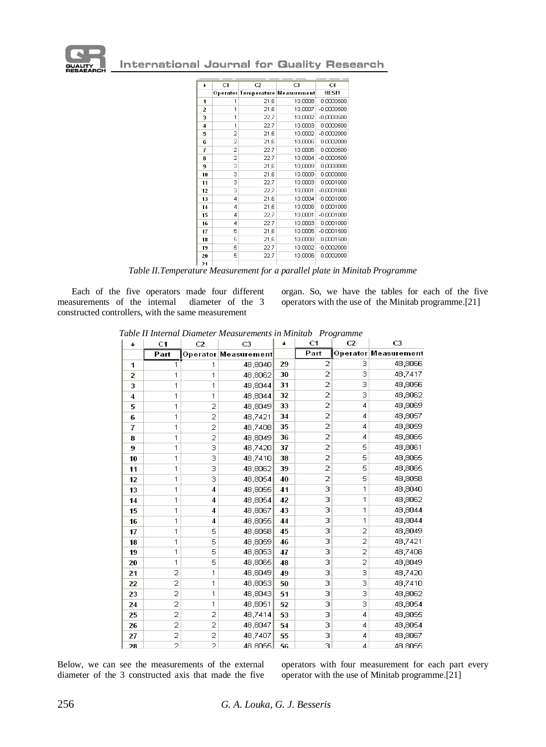| | C1 | C2 | C3 | C4 |
|---|---|---|---|---|
| | Operator | Temperature | Measurement | RESI1 |
| 1 | 1 | 21,6 | 10,0008 | 0,0000500 |
| 2 | 1 | 21,6 | 10,0007 | -0,0000500 |
| 3 | 1 | 22,7 | 10,0002 | -0,0000500 |
| 4 | 1 | 22,7 | 10,0003 | 0,0000500 |
| 5 | 2 | 21,6 | 10,0002 | -0,0002000 |
| 6 | 2 | 21,6 | 10,0006 | 0,0002000 |
| 7 | 2 | 22,7 | 10,0005 | 0,0000500 |
| 8 | 2 | 22,7 | 10,0004 | -0,0000500 |
| 9 | 3 | 21,6 | 10,0009 | 0,0000000 |
| 10 | 3 | 21,6 | 10,0009 | 0,0000000 |
| 11 | 3 | 22,7 | 10,0003 | 0,0001000 |
| 12 | 3 | 22,7 | 10,0001 | -0,0001000 |
| 13 | 4 | 21,6 | 10,0004 | -0,0001000 |
| 14 | 4 | 21,6 | 10,0006 | 0,0001000 |
| 15 | 4 | 22,7 | 10,0001 | -0,0001000 |
| 16 | 4 | 22,7 | 10,0003 | 0,0001000 |
| 17 | 5 | 21,6 | 10,0005 | -0,0001500 |
| 18 | 5 | 21,6 | 10,0008 | 0,0001500 |
| 19 | 5 | 22,7 | 10,0002 | -0,0002000 |
| 20 | 5 | 22,7 | 10,0006 | 0,0002000 |
| 21 | | | | |

*Table II.Temperature Measurement for a parallel plate in Minitab Programme*

Each of the five operators made four different measurements of the internal diameter of the 3 constructed controllers, with the same measurement organ. So, we have the tables for each of the five operators with the use of the Minitab programme.[21]

*Table II Internal Diameter Measurements in Minitab Programme*

| | C1 | C2 | C3 | | C1 | C2 | C3 |
|---|---|---|---|---|---|---|---|
| | Part | Operator | Measurement | | Part | Operator | Measurement |
| 1 | 1 | 1 | 48,8040 | 29 | 2 | 3 | 48,8066 |
| 2 | 1 | 1 | 48,8062 | 30 | 2 | 3 | 48,7417 |
| 3 | 1 | 1 | 48,8044 | 31 | 2 | 3 | 48,8056 |
| 4 | 1 | 1 | 48,8044 | 32 | 2 | 3 | 48,8062 |
| 5 | 1 | 2 | 48,8049 | 33 | 2 | 4 | 48,8069 |
| 6 | 1 | 2 | 48,7421 | 34 | 2 | 4 | 48,8057 |
| 7 | 1 | 2 | 48,7408 | 35 | 2 | 4 | 48,8059 |
| 8 | 1 | 2 | 48,8049 | 36 | 2 | 4 | 48,8065 |
| 9 | 1 | 3 | 48,7420 | 37 | 2 | 5 | 48,8061 |
| 10 | 1 | 3 | 48,7410 | 38 | 2 | 5 | 48,8065 |
| 11 | 1 | 3 | 48,8062 | 39 | 2 | 5 | 48,8065 |
| 12 | 1 | 3 | 48,8054 | 40 | 2 | 5 | 48,8058 |
| 13 | 1 | 4 | 48,8055 | 41 | 3 | 1 | 48,8040 |
| 14 | 1 | 4 | 48,8054 | 42 | 3 | 1 | 48,8062 |
| 15 | 1 | 4 | 48,8067 | 43 | 3 | 1 | 48,8044 |
| 16 | 1 | 4 | 48,8055 | 44 | 3 | 1 | 48,8044 |
| 17 | 1 | 5 | 48,8058 | 45 | 3 | 2 | 48,8049 |
| 18 | 1 | 5 | 48,8059 | 46 | 3 | 2 | 48,7421 |
| 19 | 1 | 5 | 48,8053 | 47 | 3 | 2 | 48,7408 |
| 20 | 1 | 5 | 48,8065 | 48 | 3 | 2 | 48,8049 |
| 21 | 2 | 1 | 48,8049 | 49 | 3 | 3 | 48,7420 |
| 22 | 2 | 1 | 48,8053 | 50 | 3 | 3 | 48,7410 |
| 23 | 2 | 1 | 48,8043 | 51 | 3 | 3 | 48,8062 |
| 24 | 2 | 1 | 48,8051 | 52 | 3 | 3 | 48,8054 |
| 25 | 2 | 2 | 48,7414 | 53 | 3 | 4 | 48,8055 |
| 26 | 2 | 2 | 48,8047 | 54 | 3 | 4 | 48,8054 |
| 27 | 2 | 2 | 48,7407 | 55 | 3 | 4 | 48,8067 |
| 28 | 2 | 2 | 48,8055 | 56 | 3 | 4 | 48,8055 |

Below, we can see the measurements of the external diameter of the 3 constructed axis that made the five operators with four measurement for each part every operator with the use of Minitab programme.[21]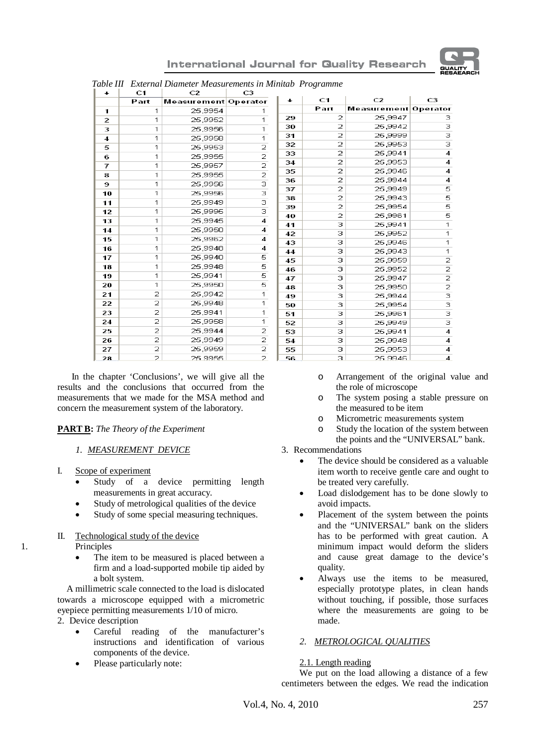*Table III External Diameter Measurements in Minitab Programme*

| ↓ | C1 | C2 | C3 |
|---|---|---|---|
| | Part | Measurement | Operator |
| 1 | 1 | 25,9954 | 1 |
| 2 | 1 | 25,9952 | 1 |
| 3 | 1 | 25,9956 | 1 |
| 4 | 1 | 25,9958 | 1 |
| 5 | 1 | 25,9953 | 2 |
| 6 | 1 | 25,9955 | 2 |
| 7 | 1 | 25,9957 | 2 |
| 8 | 1 | 25,9955 | 2 |
| 9 | 1 | 25,9956 | 3 |
| 10 | 1 | 25,9956 | 3 |
| 11 | 1 | 25,9949 | 3 |
| 12 | 1 | 25,9995 | 3 |
| 13 | 1 | 25,9945 | 4 |
| 14 | 1 | 25,9950 | 4 |
| 15 | 1 | 25,9962 | 4 |
| 16 | 1 | 25,9948 | 4 |
| 17 | 1 | 25,9940 | 5 |
| 18 | 1 | 25,9948 | 5 |
| 19 | 1 | 25,9941 | 5 |
| 20 | 1 | 25,9950 | 5 |
| 21 | 2 | 25,9942 | 1 |
| 22 | 2 | 25,9948 | 1 |
| 23 | 2 | 25,9941 | 1 |
| 24 | 2 | 25,9958 | 1 |
| 25 | 2 | 25,9944 | 2 |
| 26 | 2 | 25,9949 | 2 |
| 27 | 2 | 25,9959 | 2 |
| 28 | 2 | 25,9955 | 2 |
| 29 | 2 | 25,9947 | 3 |
| 30 | 2 | 25,9942 | 3 |
| 31 | 2 | 25,9999 | 3 |
| 32 | 2 | 25,9953 | 3 |
| 33 | 2 | 25,9941 | 4 |
| 34 | 2 | 25,9953 | 4 |
| 35 | 2 | 25,9946 | 4 |
| 36 | 2 | 25,9944 | 4 |
| 37 | 2 | 25,9949 | 5 |
| 38 | 2 | 25,9943 | 5 |
| 39 | 2 | 25,9954 | 5 |
| 40 | 2 | 25,9961 | 5 |
| 41 | 3 | 25,9941 | 1 |
| 42 | 3 | 25,9952 | 1 |
| 43 | 3 | 25,9946 | 1 |
| 44 | 3 | 25,9943 | 1 |
| 45 | 3 | 25,9959 | 2 |
| 46 | 3 | 25,9952 | 2 |
| 47 | 3 | 25,9947 | 2 |
| 48 | 3 | 25,9950 | 2 |
| 49 | 3 | 25,9944 | 3 |
| 50 | 3 | 25,9954 | 3 |
| 51 | 3 | 25,9961 | 3 |
| 52 | 3 | 25,9949 | 3 |
| 53 | 3 | 25,9941 | 4 |
| 54 | 3 | 25,9948 | 4 |
| 55 | 3 | 25,9953 | 4 |
| 56 | 3 | 25,9946 | 4 |

In the chapter 'Conclusions', we will give all the results and the conclusions that occurred from the measurements that we made for the MSA method and concern the measurement system of the laboratory.

**PART B:** *The Theory of the Experiment*

*1. MEASUREMENT DEVICE*

I. Scope of experiment

- Study of a device permitting length measurements in great accuracy.
- Study of metrological qualities of the device
- Study of some special measuring techniques.

II. Technological study of the device

1. Principles
   - The item to be measured is placed between a firm and a load-supported mobile tip aided by a bolt system.

A millimetric scale connected to the load is dislocated towards a microscope equipped with a micrometric eyepiece permitting measurements 1/10 of micro.

2. Device description
   - Careful reading of the manufacturer's instructions and identification of various components of the device.
   - Please particularly note:
     - Arrangement of the original value and the role of microscope
     - The system posing a stable pressure on the measured to be item
     - Micrometric measurements system
     - Study the location of the system between the points and the "UNIVERSAL" bank.
3. Recommendations
   - The device should be considered as a valuable item worth to receive gentle care and ought to be treated very carefully.
   - Load dislodgement has to be done slowly to avoid impacts.
   - Placement of the system between the points and the "UNIVERSAL" bank on the sliders has to be performed with great caution. A minimum impact would deform the sliders and cause great damage to the device's quality.
   - Always use the items to be measured, especially prototype plates, in clean hands without touching, if possible, those surfaces where the measurements are going to be made.

*2. METROLOGICAL QUALITIES*

2.1. Length reading

We put on the load allowing a distance of a few centimeters between the edges. We read the indication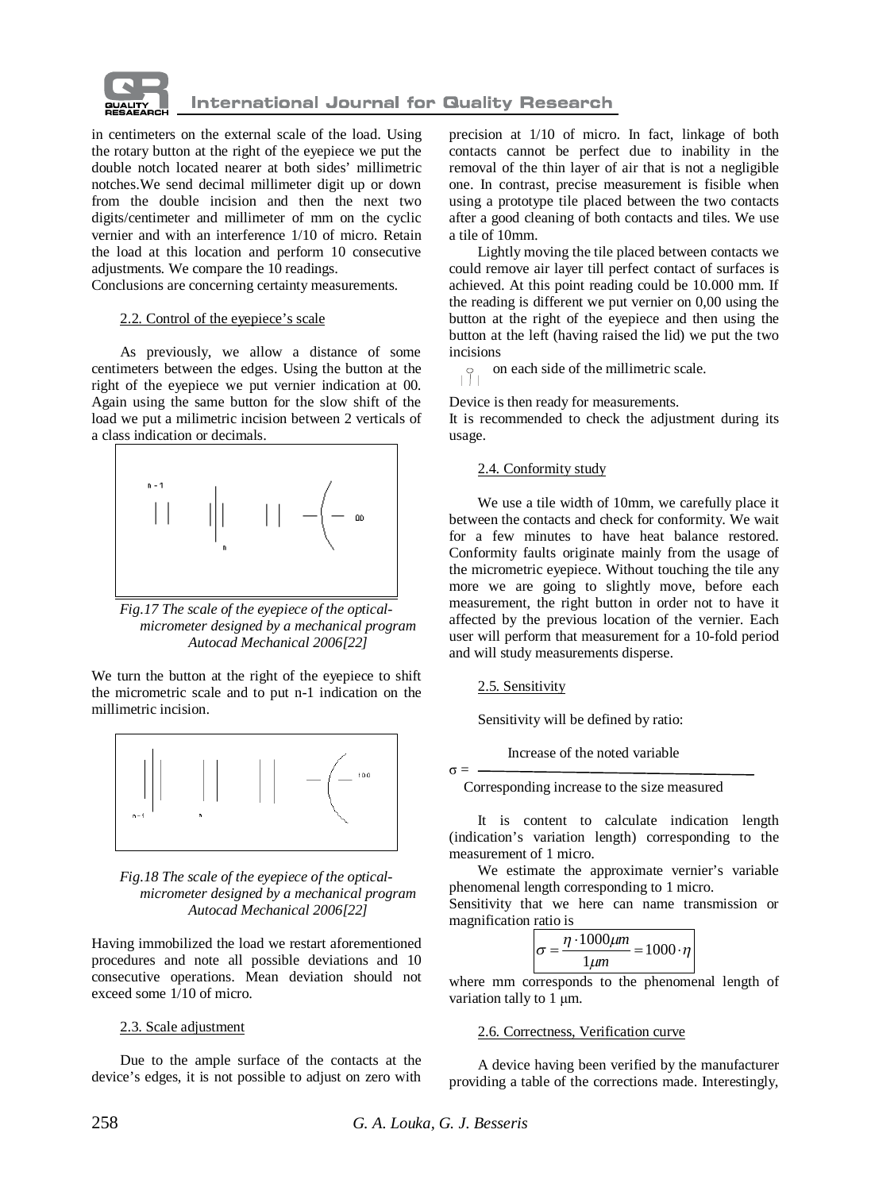in centimeters on the external scale of the load. Using the rotary button at the right of the eyepiece we put the double notch located nearer at both sides' millimetric notches.We send decimal millimeter digit up or down from the double incision and then the next two digits/centimeter and millimeter of mm on the cyclic vernier and with an interference 1/10 of micro. Retain the load at this location and perform 10 consecutive adjustments. We compare the 10 readings.
Conclusions are concerning certainty measurements.

### 2.2. Control of the eyepiece's scale

As previously, we allow a distance of some centimeters between the edges. Using the button at the right of the eyepiece we put vernier indication at 00. Again using the same button for the slow shift of the load we put a milimetric incision between 2 verticals of a class indication or decimals.

*Fig.17 The scale of the eyepiece of the optical-micrometer designed by a mechanical program Autocad Mechanical 2006[22]*

We turn the button at the right of the eyepiece to shift the micrometric scale and to put n-1 indication on the millimetric incision.

*Fig.18 The scale of the eyepiece of the optical-micrometer designed by a mechanical program Autocad Mechanical 2006[22]*

Having immobilized the load we restart aforementioned procedures and note all possible deviations and 10 consecutive operations. Mean deviation should not exceed some 1/10 of micro.

### 2.3. Scale adjustment

Due to the ample surface of the contacts at the device's edges, it is not possible to adjust on zero with precision at 1/10 of micro. In fact, linkage of both contacts cannot be perfect due to inability in the removal of the thin layer of air that is not a negligible one. In contrast, precise measurement is fisible when using a prototype tile placed between the two contacts after a good cleaning of both contacts and tiles. We use a tile of 10mm.

Lightly moving the tile placed between contacts we could remove air layer till perfect contact of surfaces is achieved. At this point reading could be 10.000 mm. If the reading is different we put vernier on 0,00 using the button at the right of the eyepiece and then using the button at the left (having raised the lid) we put the two incisions on each side of the millimetric scale.

Device is then ready for measurements.
It is recommended to check the adjustment during its usage.

### 2.4. Conformity study

We use a tile width of 10mm, we carefully place it between the contacts and check for conformity. We wait for a few minutes to have heat balance restored. Conformity faults originate mainly from the usage of the micrometric eyepiece. Without touching the tile any more we are going to slightly move, before each measurement, the right button in order not to have it affected by the previous location of the vernier. Each user will perform that measurement for a 10-fold period and will study measurements disperse.

### 2.5. Sensitivity

Sensitivity will be defined by ratio:

$$\sigma = \frac{\text{Increase of the noted variable}}{\text{Corresponding increase to the size measured}}$$

It is content to calculate indication length (indication's variation length) corresponding to the measurement of 1 micro.

We estimate the approximate vernier's variable phenomenal length corresponding to 1 micro.
Sensitivity that we here can name transmission or magnification ratio is

$$\sigma = \frac{\eta \cdot 1000 \mu m}{1 \mu m} = 1000 \cdot \eta$$

where mm corresponds to the phenomenal length of variation tally to 1 μm.

### 2.6. Correctness, Verification curve

A device having been verified by the manufacturer providing a table of the corrections made. Interestingly,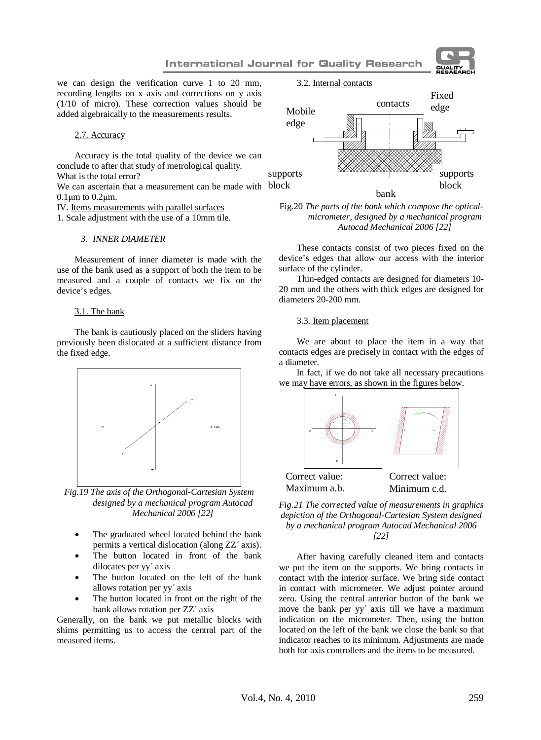we can design the verification curve 1 to 20 mm, recording lengths on x axis and corrections on y axis (1/10 of micro). These correction values should be added algebraically to the measurements results.

2.7. Accuracy

Accuracy is the total quality of the device we can conclude to after that study of metrological quality.
What is the total error?
We can ascertain that a measurement can be made with 0.1µm to 0.2µm.

IV. Items measurements with parallel surfaces

1. Scale adjustment with the use of a 10mm tile.

### 3. INNER DIAMETER

Measurement of inner diameter is made with the use of the bank used as a support of both the item to be measured and a couple of contacts we fix on the device's edges.

#### 3.1. The bank

The bank is cautiously placed on the sliders having previously been dislocated at a sufficient distance from the fixed edge.

*Fig.19 The axis of the Orthogonal-Cartesian System designed by a mechanical program Autocad Mechanical 2006 [22]*

- The graduated wheel located behind the bank permits a vertical dislocation (along ZZ´ axis).
- The button located in front of the bank dilocates per yy´ axis
- The button located on the left of the bank allows rotation per yy´ axis
- The button located in the right of the bank allows rotation per ZZ´ axis

Generally, on the bank we put metallic blocks with shims permitting us to access the central part of the measured items.

#### 3.2. Internal contacts

Fig.20 *The parts of the bank which compose the optical-micrometer, designed by a mechanical program Autocad Mechanical 2006 [22]*

These contacts consist of two pieces fixed on the device's edges that allow our access with the interior surface of the cylinder.

Thin-edged contacts are designed for diameters 10-20 mm and the others with thick edges are designed for diameters 20-200 mm.

#### 3.3. Item placement

We are about to place the item in a way that contacts edges are precisely in contact with the edges of a diameter.

In fact, if we do not take all necessary precautions we may have errors, as shown in the figures below.

Correct value: Maximum a.b. Correct value: Minimum c.d.

*Fig.21 The corrected value of measurements in graphics depiction of the Orthogonal-Cartesian System designed by a mechanical program Autocad Mechanical 2006 [22]*

After having carefully cleaned item and contacts we put the item on the supports. We bring contacts in contact with the interior surface. We bring side contact in contact with micrometer. We adjust pointer around zero. Using the central anterior button of the bank we move the bank per yy´ axis till we have a maximum indication on the micrometer. Then, using the button located on the left of the bank we close the bank so that indicator reaches to its minimum. Adjustments are made both for axis controllers and the items to be measured.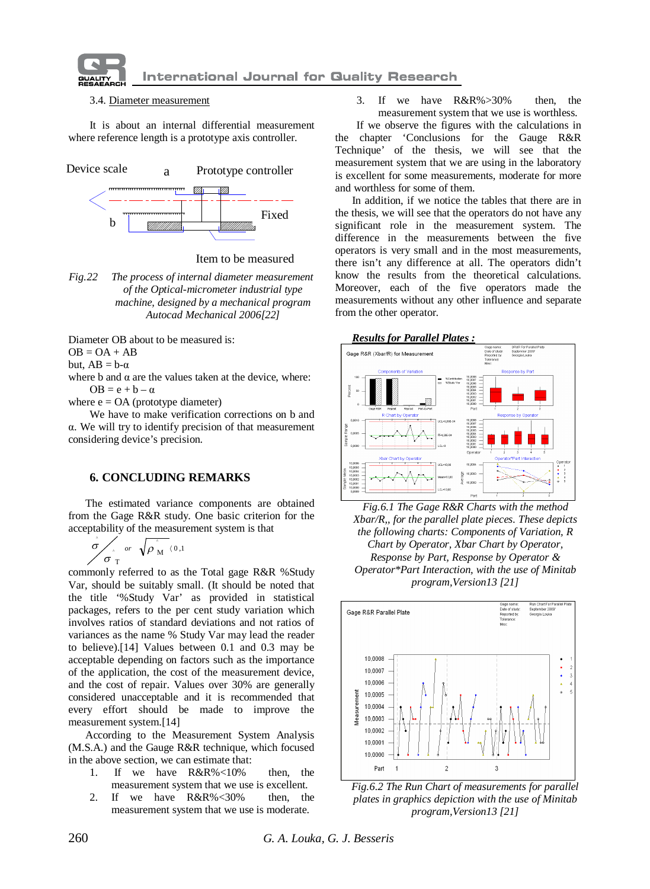3.4. Diameter measurement

It is about an internal differential measurement where reference length is a prototype axis controller.

*Fig.22 The process of internal diameter measurement of the Optical-micrometer industrial type machine, designed by a mechanical program Autocad Mechanical 2006[22]*

Diameter OB about to be measured is:

OB = OA + AB

but, AB = b-α

where b and α are the values taken at the device, where:

OB = e + b – α

where e = OA (prototype diameter)

We have to make verification corrections on b and α. We will try to identify precision of measurement considering device's precision.

## 6. CONCLUDING REMARKS

The estimated variance components are obtained from the Gage R&R study. One basic criterion for the acceptability of the measurement system is that

$$\hat{\sigma} / \hat{\sigma}_T \quad or \quad \sqrt{\hat{\rho}_M} < 0{,}1$$

commonly referred to as the Total gage R&R %Study Var, should be suitably small. (It should be noted that the title '%Study Var' as provided in statistical packages, refers to the per cent study variation which involves ratios of standard deviations and not ratios of variances as the name % Study Var may lead the reader to believe).[14] Values between 0.1 and 0.3 may be acceptable depending on factors such as the importance of the application, the cost of the measurement device, and the cost of repair. Values over 30% are generally considered unacceptable and it is recommended that every effort should be made to improve the measurement system.[14]

According to the Measurement System Analysis (M.S.A.) and the Gauge R&R technique, which focused in the above section, we can estimate that:

1. If we have R&R%<10% then, the measurement system that we use is excellent.
2. If we have R&R%<30% then, the measurement system that we use is moderate.
3. If we have R&R%>30% then, the measurement system that we use is worthless.

If we observe the figures with the calculations in the chapter 'Conclusions for the Gauge R&R Technique' of the thesis, we will see that the measurement system that we are using in the laboratory is excellent for some measurements, moderate for more and worthless for some of them.

In addition, if we notice the tables that there are in the thesis, we will see that the operators do not have any significant role in the measurement system. The difference in the measurements between the five operators is very small and in the most measurements, there isn't any difference at all. The operators didn't know the results from the theoretical calculations. Moreover, each of the five operators made the measurements without any other influence and separate from the other operator.

***Results for Parallel Plates :***

*Fig.6.1 The Gage R&R Charts with the method Xbar/R,, for the parallel plate pieces. These depicts the following charts: Components of Variation, R Chart by Operator, Xbar Chart by Operator, Response by Part, Response by Operator & Operator\*Part Interaction, with the use of Minitab program,Version13 [21]*

*Fig.6.2 The Run Chart of measurements for parallel plates in graphics depiction with the use of Minitab program,Version13 [21]*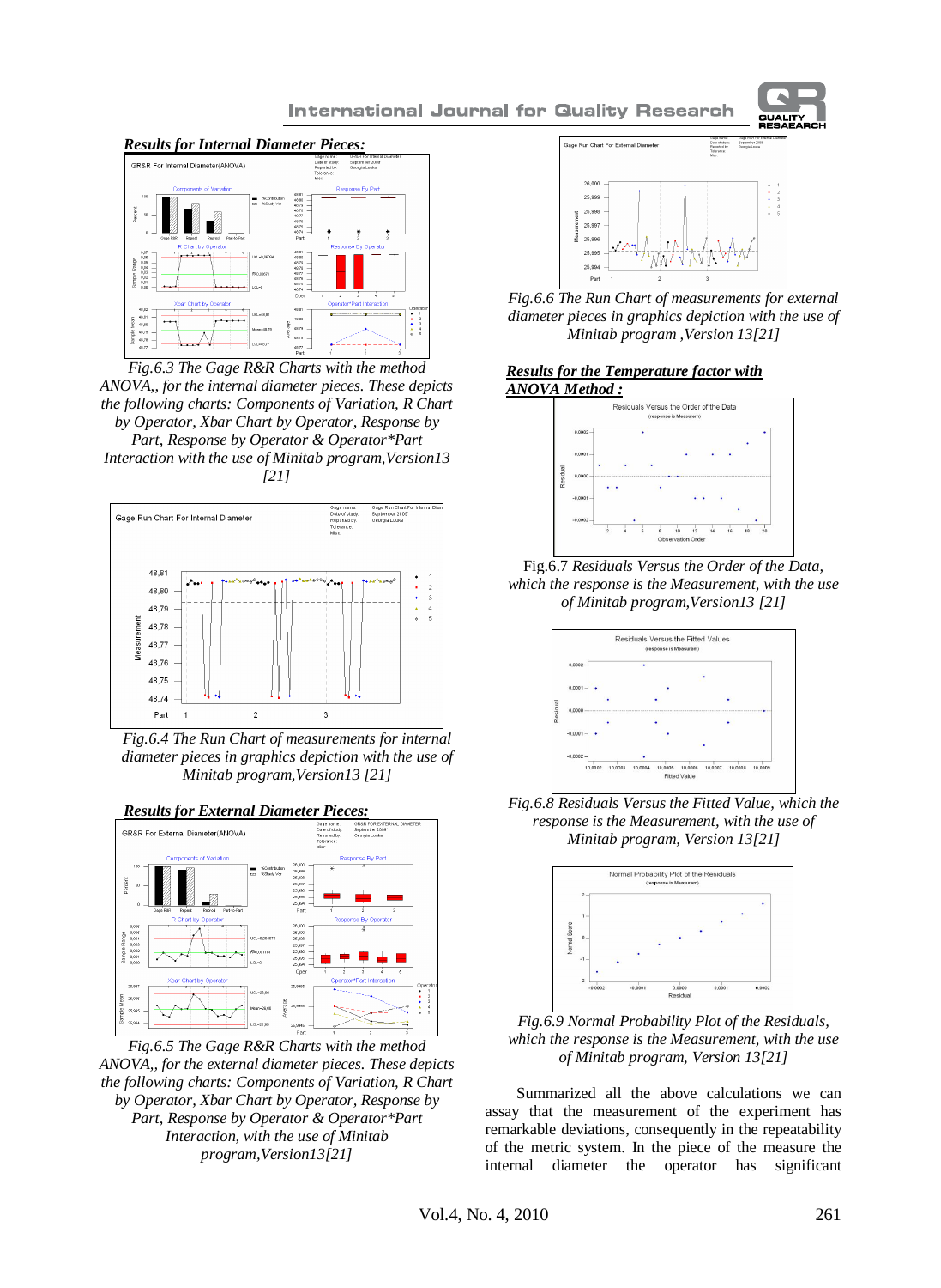***Results for Internal Diameter Pieces:***

*Fig.6.3 The Gage R&R Charts with the method ANOVA,, for the internal diameter pieces. These depicts the following charts: Components of Variation, R Chart by Operator, Xbar Chart by Operator, Response by Part, Response by Operator & Operator\*Part Interaction with the use of Minitab program,Version13 [21]*

*Fig.6.4 The Run Chart of measurements for internal diameter pieces in graphics depiction with the use of Minitab program,Version13 [21]*

***Results for External Diameter Pieces:***

*Fig.6.5 The Gage R&R Charts with the method ANOVA,, for the external diameter pieces. These depicts the following charts: Components of Variation, R Chart by Operator, Xbar Chart by Operator, Response by Part, Response by Operator & Operator\*Part Interaction, with the use of Minitab program,Version13[21]*

*Fig.6.6 The Run Chart of measurements for external diameter pieces in graphics depiction with the use of Minitab program ,Version 13[21]*

***Results for the Temperature factor with ANOVA Method :***

Fig.6.7 *Residuals Versus the Order of the Data, which the response is the Measurement, with the use of Minitab program,Version13 [21]*

*Fig.6.8 Residuals Versus the Fitted Value, which the response is the Measurement, with the use of Minitab program, Version 13[21]*

*Fig.6.9 Normal Probability Plot of the Residuals, which the response is the Measurement, with the use of Minitab program, Version 13[21]*

Summarized all the above calculations we can assay that the measurement of the experiment has remarkable deviations, consequently in the repeatability of the metric system. In the piece of the measure the internal diameter the operator has significant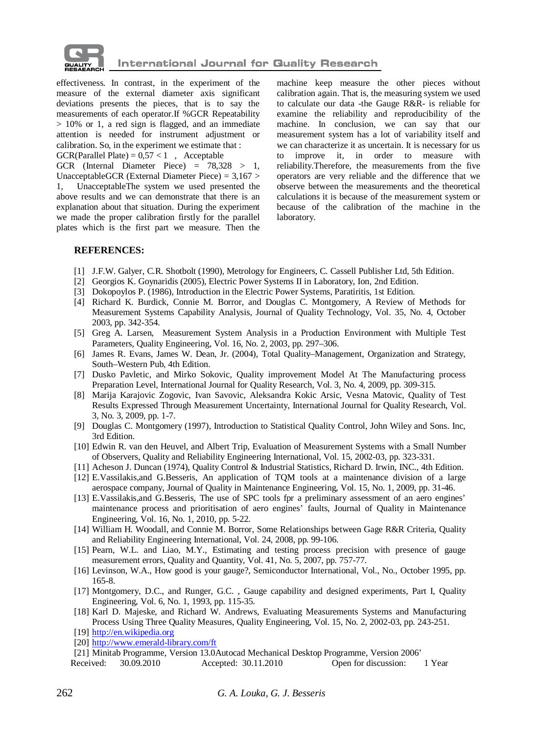effectiveness. In contrast, in the experiment of the measure of the external diameter axis significant deviations presents the pieces, that is to say the measurements of each operator.If %GCR Repeatability > 10% or 1, a red sign is flagged, and an immediate attention is needed for instrument adjustment or calibration. So, in the experiment we estimate that :

GCR(Parallel Plate) = 0,57 < 1 , Acceptable

GCR (Internal Diameter Piece) = 78,328 > 1, UnacceptableGCR (External Diameter Piece) = 3,167 > 1, UnacceptableThe system we used presented the above results and we can demonstrate that there is an explanation about that situation. During the experiment we made the proper calibration firstly for the parallel plates which is the first part we measure. Then the machine keep measure the other pieces without calibration again. That is, the measuring system we used to calculate our data -the Gauge R&R- is reliable for examine the reliability and reproducibility of the machine. In conclusion, we can say that our measurement system has a lot of variability itself and we can characterize it as uncertain. It is necessary for us to improve it, in order to measure with reliability.Therefore, the measurements from the five operators are very reliable and the difference that we observe between the measurements and the theoretical calculations it is because of the measurement system or because of the calibration of the machine in the laboratory.

## REFERENCES:

[1] J.F.W. Galyer, C.R. Shotbolt (1990), Metrology for Engineers, C. Cassell Publisher Ltd, 5th Edition.

[2] Georgios K. Goynaridis (2005), Electric Power Systems II in Laboratory, Ion, 2nd Edition.

[3] Dokopoylos P. (1986), Introduction in the Electric Power Systems, Paratiritis, 1st Edition.

[4] Richard K. Burdick, Connie M. Borror, and Douglas C. Montgomery, A Review of Methods for Measurement Systems Capability Analysis, Journal of Quality Technology, Vol. 35, No. 4, October 2003, pp. 342-354.

[5] Greg A. Larsen, Measurement System Analysis in a Production Environment with Multiple Test Parameters, Quality Engineering, Vol. 16, No. 2, 2003, pp. 297–306.

[6] James R. Evans, James W. Dean, Jr. (2004), Total Quality–Management, Organization and Strategy, South–Western Pub, 4th Edition.

[7] Dusko Pavletic, and Mirko Sokovic, Quality improvement Model At The Manufacturing process Preparation Level, International Journal for Quality Research, Vol. 3, No. 4, 2009, pp. 309-315.

[8] Marija Karajovic Zogovic, Ivan Savovic, Aleksandra Kokic Arsic, Vesna Matovic, Quality of Test Results Expressed Through Measurement Uncertainty, International Journal for Quality Research, Vol. 3, No. 3, 2009, pp. 1-7.

[9] Douglas C. Montgomery (1997), Introduction to Statistical Quality Control, John Wiley and Sons. Inc, 3rd Edition.

[10] Edwin R. van den Heuvel, and Albert Trip, Evaluation of Measurement Systems with a Small Number of Observers, Quality and Reliability Engineering International, Vol. 15, 2002-03, pp. 323-331.

[11] Acheson J. Duncan (1974), Quality Control & Industrial Statistics, Richard D. Irwin, INC., 4th Edition.

[12] E.Vassilakis,and G.Besseris, An application of TQM tools at a maintenance division of a large aerospace company, Journal of Quality in Maintenance Engineering, Vol. 15, No. 1, 2009, pp. 31-46.

[13] E.Vassilakis,and G.Besseris, The use of SPC tools fpr a preliminary assessment of an aero engines' maintenance process and prioritisation of aero engines' faults, Journal of Quality in Maintenance Engineering, Vol. 16, No. 1, 2010, pp. 5-22.

[14] William H. Woodall, and Connie M. Borror, Some Relationships between Gage R&R Criteria, Quality and Reliability Engineering International, Vol. 24, 2008, pp. 99-106.

[15] Pearn, W.L. and Liao, M.Y., Estimating and testing process precision with presence of gauge measurement errors, Quality and Quantity, Vol. 41, No. 5, 2007, pp. 757-77.

[16] Levinson, W.A., How good is your gauge?, Semiconductor International, Vol., No., October 1995, pp. 165-8.

[17] Montgomery, D.C., and Runger, G.C. , Gauge capability and designed experiments, Part I, Quality Engineering, Vol. 6, No. 1, 1993, pp. 115-35.

[18] Karl D. Majeske, and Richard W. Andrews, Evaluating Measurements Systems and Manufacturing Process Using Three Quality Measures, Quality Engineering, Vol. 15, No. 2, 2002-03, pp. 243-251.

[19] http://en.wikipedia.org

[20] http://www.emerald-library.com/ft

[21] Minitab Programme, Version 13.0Autocad Mechanical Desktop Programme, Version 2006'

Received: 30.09.2010 Accepted: 30.11.2010 Open for discussion: 1 Year